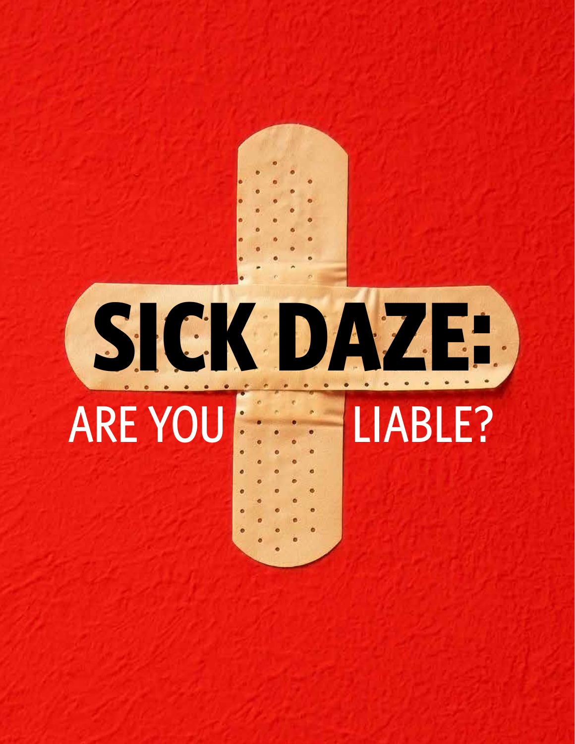# SICK DAZE:

## ARE YOU LIABLE?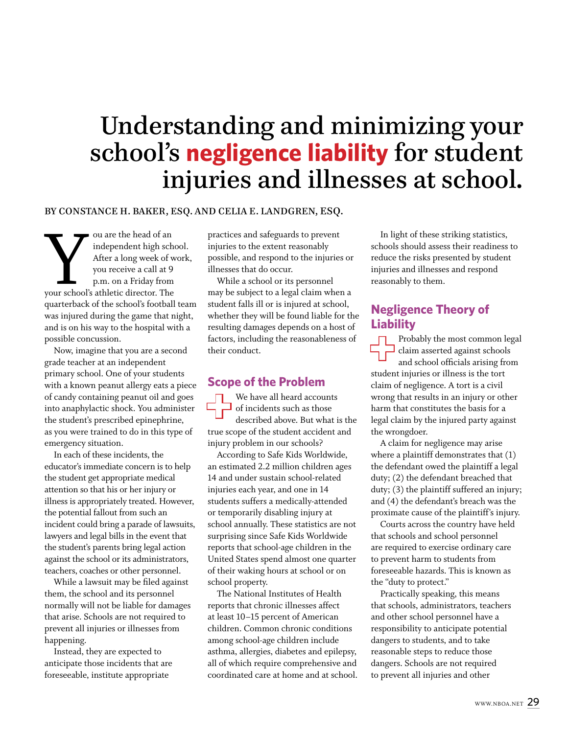# Understanding and minimizing your school's **negligence liability** for student injuries and illnesses at school.

**BY CONSTANCE H. BAKER, ESQ. AND CELIA E. LANDGREN, ESQ.**

You are the head of an independent high school. After a long week of work, you receive a call at 9 p.m. on a Friday from your school's athletic director. The quarterback of the school's football team was injured during the game that night, and is on his way to the hospital with a possible concussion.

Now, imagine that you are a second grade teacher at an independent primary school. One of your students with a known peanut allergy eats a piece of candy containing peanut oil and goes into anaphylactic shock. You administer the student's prescribed epinephrine, as you were trained to do in this type of emergency situation.

In each of these incidents, the educator's immediate concern is to help the student get appropriate medical attention so that his or her injury or illness is appropriately treated. However, the potential fallout from such an incident could bring a parade of lawsuits, lawyers and legal bills in the event that the student's parents bring legal action against the school or its administrators, teachers, coaches or other personnel.

While a lawsuit may be filed against them, the school and its personnel normally will not be liable for damages that arise. Schools are not required to prevent all injuries or illnesses from happening.

Instead, they are expected to anticipate those incidents that are foreseeable, institute appropriate practices and safeguards to prevent injuries to the extent reasonably possible, and respond to the injuries or illnesses that do occur.

While a school or its personnel may be subject to a legal claim when a student falls ill or is injured at school, whether they will be found liable for the resulting damages depends on a host of factors, including the reasonableness of their conduct.

## Scope of the Problem

We have all heard accounts of incidents such as those described above. But what is the true scope of the student accident and injury problem in our schools?

According to Safe Kids Worldwide, an estimated 2.2 million children ages 14 and under sustain school-related injuries each year, and one in 14 students suffers a medically-attended or temporarily disabling injury at school annually. These statistics are not surprising since Safe Kids Worldwide reports that school-age children in the United States spend almost one quarter of their waking hours at school or on school property.

The National Institutes of Health reports that chronic illnesses affect at least 10–15 percent of American children. Common chronic conditions among school-age children include asthma, allergies, diabetes and epilepsy, all of which require comprehensive and coordinated care at home and at school.

In light of these striking statistics, schools should assess their readiness to reduce the risks presented by student injuries and illnesses and respond reasonably to them.

## Negligence Theory of Liability

Probably the most common legal claim asserted against schools and school officials arising from student injuries or illness is the tort claim of negligence. A tort is a civil wrong that results in an injury or other harm that constitutes the basis for a legal claim by the injured party against the wrongdoer.

A claim for negligence may arise where a plaintiff demonstrates that (1) the defendant owed the plaintiff a legal duty; (2) the defendant breached that duty; (3) the plaintiff suffered an injury; and (4) the defendant's breach was the proximate cause of the plaintiff's injury.

Courts across the country have held that schools and school personnel are required to exercise ordinary care to prevent harm to students from foreseeable hazards. This is known as the "duty to protect."

Practically speaking, this means that schools, administrators, teachers and other school personnel have a responsibility to anticipate potential dangers to students, and to take reasonable steps to reduce those dangers. Schools are not required to prevent all injuries and other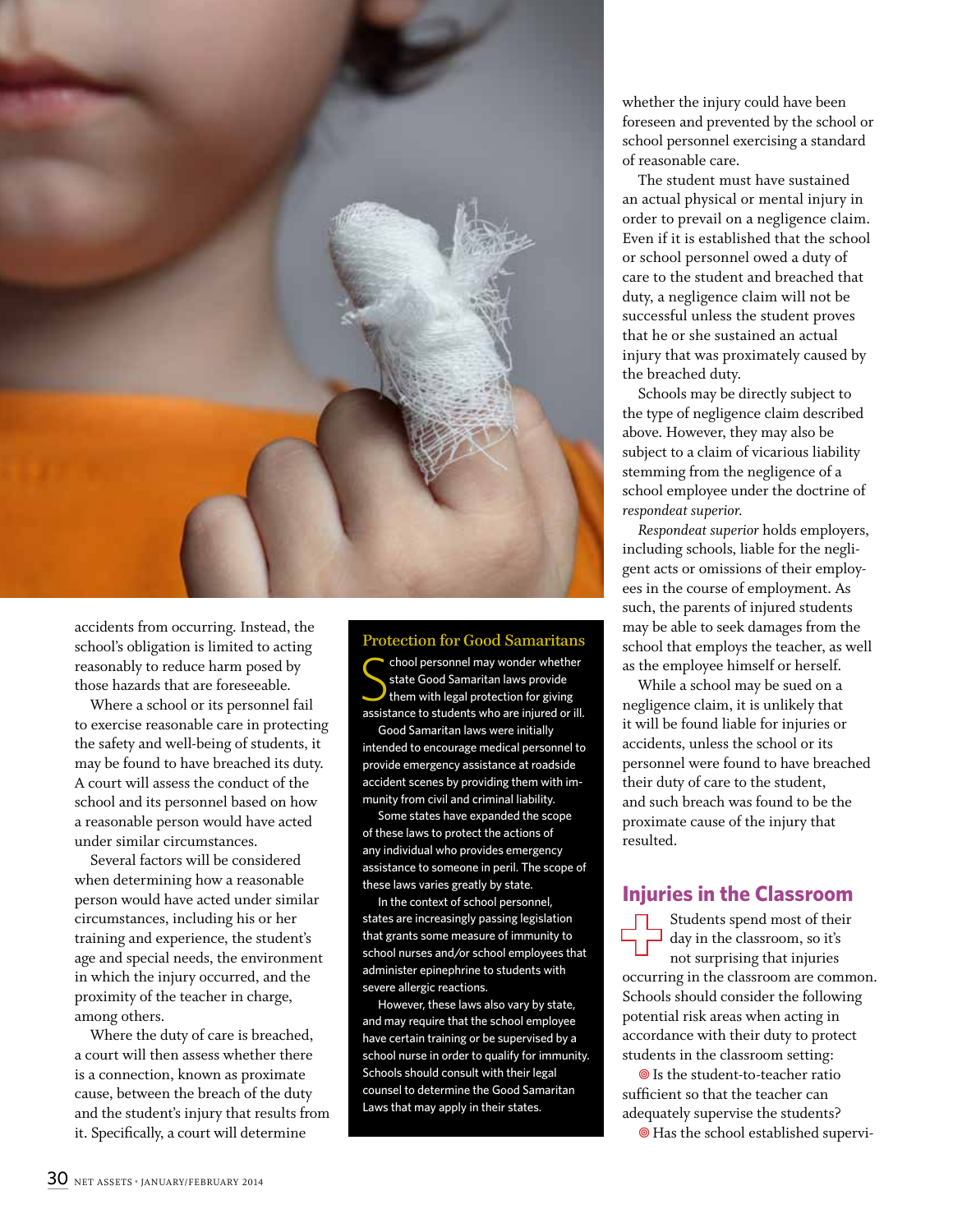accidents from occurring. Instead, the school's obligation is limited to acting reasonably to reduce harm posed by those hazards that are foreseeable.

Where a school or its personnel fail to exercise reasonable care in protecting the safety and well-being of students, it may be found to have breached its duty. A court will assess the conduct of the school and its personnel based on how a reasonable person would have acted under similar circumstances.

Several factors will be considered when determining how a reasonable person would have acted under similar circumstances, including his or her training and experience, the student's age and special needs, the environment in which the injury occurred, and the proximity of the teacher in charge, among others.

Where the duty of care is breached, a court will then assess whether there is a connection, known as proximate cause, between the breach of the duty and the student's injury that results from it. Specifically, a court will determine whether the injury could have been foreseen and prevented by the school or school personnel exercising a standard of reasonable care.

The student must have sustained an actual physical or mental injury in order to prevail on a negligence claim. Even if it is established that the school or school personnel owed a duty of care to the student and breached that duty, a negligence claim will not be successful unless the student proves that he or she sustained an actual injury that was proximately caused by the breached duty.

Schools may be directly subject to the type of negligence claim described above. However, they may also be subject to a claim of vicarious liability stemming from the negligence of a school employee under the doctrine of *respondeat superior.*

*Respondeat superior* holds employers, including schools, liable for the negligent acts or omissions of their employees in the course of employment. As such, the parents of injured students may be able to seek damages from the school that employs the teacher, as well as the employee himself or herself.

While a school may be sued on a negligence claim, it is unlikely that it will be found liable for injuries or accidents, unless the school or its personnel were found to have breached their duty of care to the student, and such breach was found to be the proximate cause of the injury that resulted.

### Protection for Good Samaritans

School personnel may wonder whether state Good Samaritan laws provide them with legal protection for giving assistance to students who are injured or ill.

Good Samaritan laws were initially intended to encourage medical personnel to provide emergency assistance at roadside accident scenes by providing them with immunity from civil and criminal liability.

Some states have expanded the scope of these laws to protect the actions of any individual who provides emergency assistance to someone in peril. The scope of these laws varies greatly by state.

In the context of school personnel, states are increasingly passing legislation that grants some measure of immunity to school nurses and/or school employees that administer epinephrine to students with severe allergic reactions.

However, these laws also vary by state, and may require that the school employee have certain training or be supervised by a school nurse in order to qualify for immunity. Schools should consult with their legal counsel to determine the Good Samaritan Laws that may apply in their states.

## Injuries in the Classroom

Students spend most of their day in the classroom, so it's not surprising that injuries occurring in the classroom are common. Schools should consider the following potential risk areas when acting in accordance with their duty to protect students in the classroom setting:

- Is the student-to-teacher ratio sufficient so that the teacher can adequately supervise the students?
- Has the school established supervi-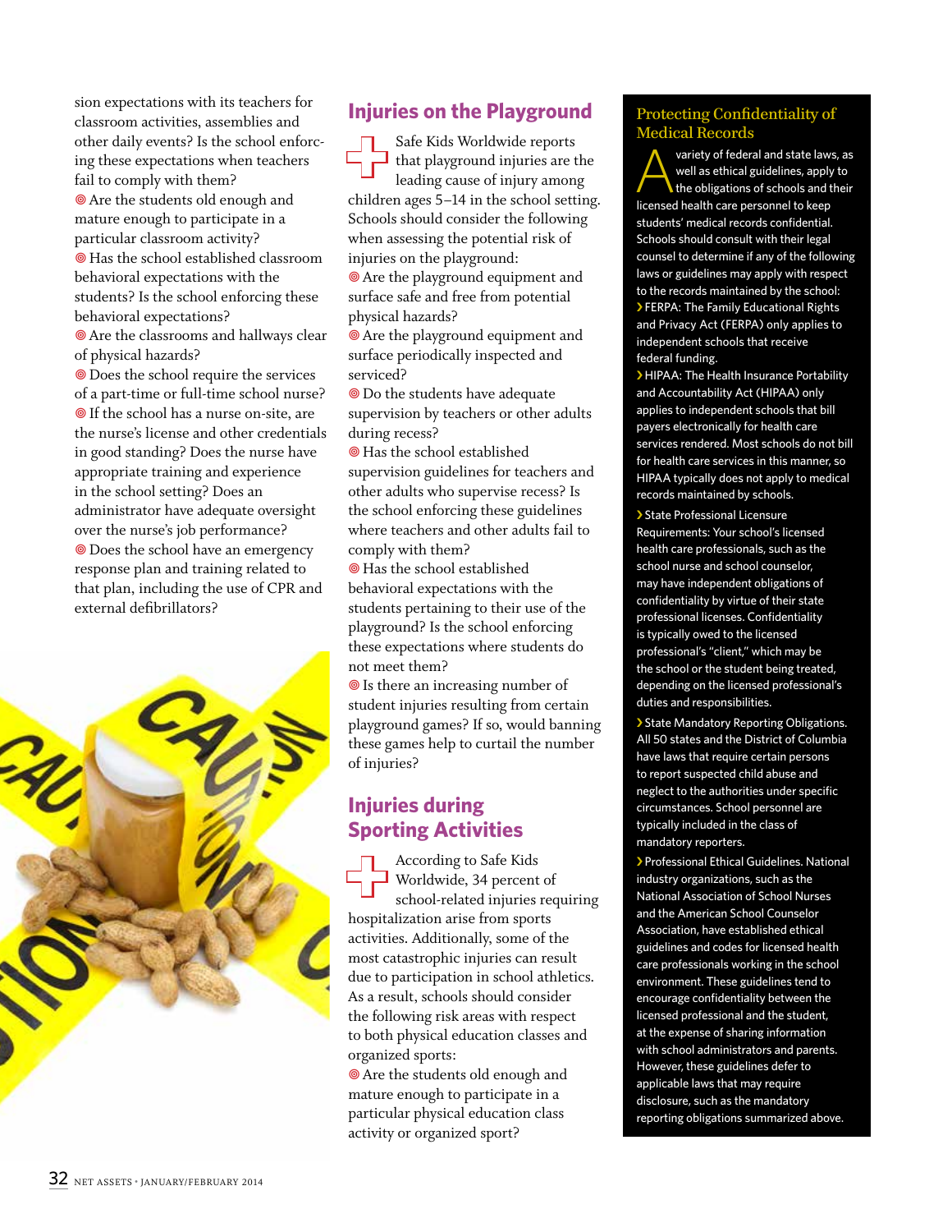sion expectations with its teachers for classroom activities, assemblies and other daily events? Is the school enforcing these expectations when teachers fail to comply with them?

- Are the students old enough and mature enough to participate in a particular classroom activity?
- Has the school established classroom behavioral expectations with the students? Is the school enforcing these behavioral expectations?
- Are the classrooms and hallways clear of physical hazards?
- Does the school require the services of a part-time or full-time school nurse?
- If the school has a nurse on-site, are the nurse's license and other credentials in good standing? Does the nurse have appropriate training and experience in the school setting? Does an administrator have adequate oversight over the nurse's job performance?
- Does the school have an emergency response plan and training related to that plan, including the use of CPR and external defibrillators?

## Injuries on the Playground

Safe Kids Worldwide reports that playground injuries are the leading cause of injury among children ages 5–14 in the school setting. Schools should consider the following when assessing the potential risk of injuries on the playground:

- Are the playground equipment and surface safe and free from potential physical hazards?
- Are the playground equipment and surface periodically inspected and serviced?
- Do the students have adequate supervision by teachers or other adults during recess?
- Has the school established supervision guidelines for teachers and other adults who supervise recess? Is the school enforcing these guidelines where teachers and other adults fail to comply with them?
- Has the school established behavioral expectations with the students pertaining to their use of the playground? Is the school enforcing these expectations where students do not meet them?
- Is there an increasing number of student injuries resulting from certain playground games? If so, would banning these games help to curtail the number of injuries?

## Injuries during Sporting Activities

According to Safe Kids Worldwide, 34 percent of school-related injuries requiring hospitalization arise from sports activities. Additionally, some of the most catastrophic injuries can result due to participation in school athletics. As a result, schools should consider the following risk areas with respect to both physical education classes and organized sports:

- Are the students old enough and mature enough to participate in a particular physical education class activity or organized sport?

## Protecting Confidentiality of Medical Records

A variety of federal and state laws, as well as ethical guidelines, apply to the obligations of schools and their licensed health care personnel to keep students' medical records confidential. Schools should consult with their legal counsel to determine if any of the following laws or guidelines may apply with respect to the records maintained by the school:

- **FERPA:** The Family Educational Rights and Privacy Act (FERPA) only applies to independent schools that receive federal funding.
- **HIPAA:** The Health Insurance Portability and Accountability Act (HIPAA) only applies to independent schools that bill payers electronically for health care services rendered. Most schools do not bill for health care services in this manner, so HIPAA typically does not apply to medical records maintained by schools.
- **State Professional Licensure Requirements:** Your school's licensed health care professionals, such as the school nurse and school counselor, may have independent obligations of confidentiality by virtue of their state professional licenses. Confidentiality is typically owed to the licensed professional's "client," which may be the school or the student being treated, depending on the licensed professional's duties and responsibilities.
- **State Mandatory Reporting Obligations.** All 50 states and the District of Columbia have laws that require certain persons to report suspected child abuse and neglect to the authorities under specific circumstances. School personnel are typically included in the class of mandatory reporters.
- **Professional Ethical Guidelines.** National industry organizations, such as the National Association of School Nurses and the American School Counselor Association, have established ethical guidelines and codes for licensed health care professionals working in the school environment. These guidelines tend to encourage confidentiality between the licensed professional and the student, at the expense of sharing information with school administrators and parents. However, these guidelines defer to applicable laws that may require disclosure, such as the mandatory reporting obligations summarized above.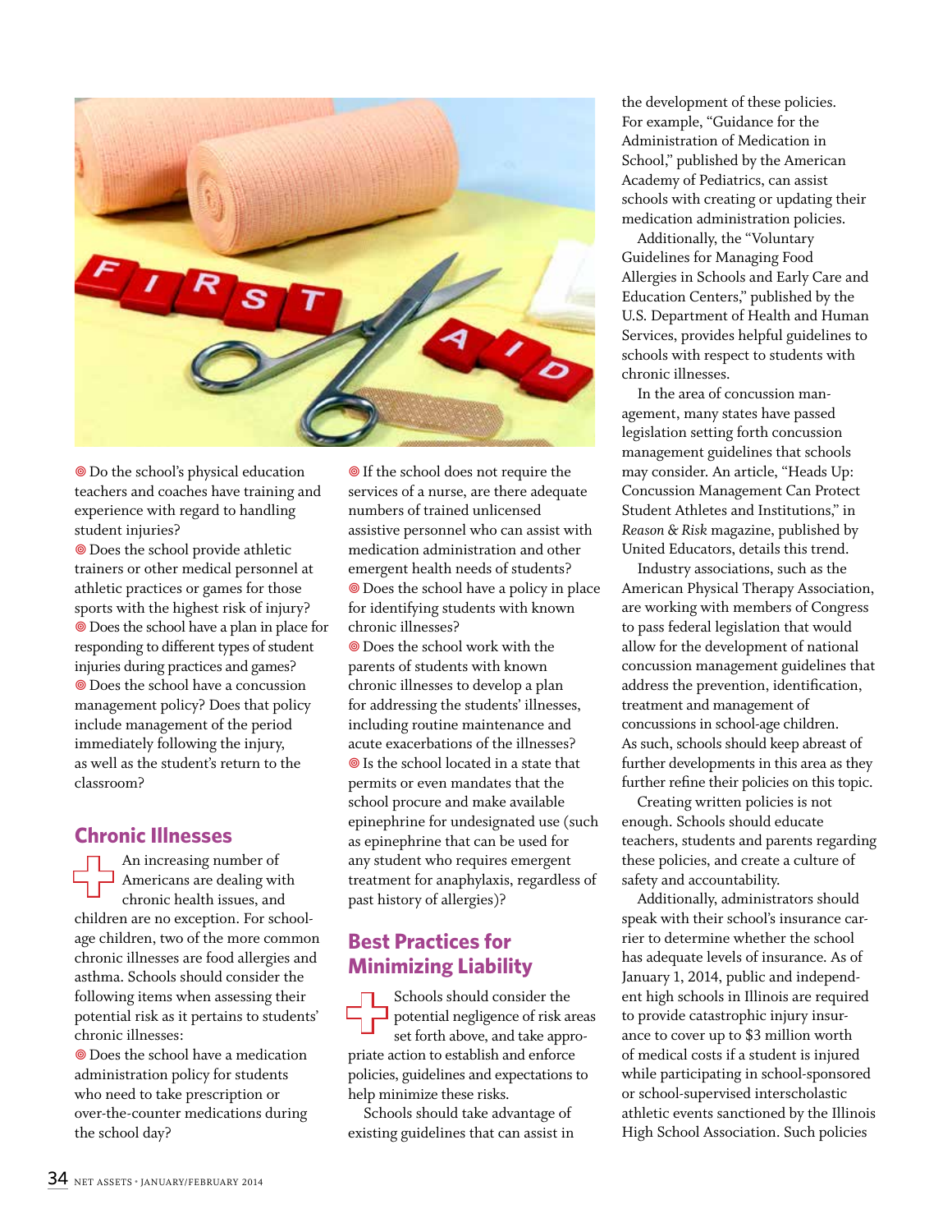- Do the school's physical education teachers and coaches have training and experience with regard to handling student injuries?
- Does the school provide athletic trainers or other medical personnel at athletic practices or games for those sports with the highest risk of injury?
- Does the school have a plan in place for responding to different types of student injuries during practices and games?
- Does the school have a concussion management policy? Does that policy include management of the period immediately following the injury, as well as the student's return to the classroom?

## Chronic Illnesses

An increasing number of Americans are dealing with chronic health issues, and children are no exception. For school-age children, two of the more common chronic illnesses are food allergies and asthma. Schools should consider the following items when assessing their potential risk as it pertains to students' chronic illnesses:

- Does the school have a medication administration policy for students who need to take prescription or over-the-counter medications during the school day?
- If the school does not require the services of a nurse, are there adequate numbers of trained unlicensed assistive personnel who can assist with medication administration and other emergent health needs of students?
- Does the school have a policy in place for identifying students with known chronic illnesses?
- Does the school work with the parents of students with known chronic illnesses to develop a plan for addressing the students' illnesses, including routine maintenance and acute exacerbations of the illnesses?
- Is the school located in a state that permits or even mandates that the school procure and make available epinephrine for undesignated use (such as epinephrine that can be used for any student who requires emergent treatment for anaphylaxis, regardless of past history of allergies)?

## Best Practices for Minimizing Liability

Schools should consider the potential negligence of risk areas set forth above, and take appropriate action to establish and enforce policies, guidelines and expectations to help minimize these risks.

Schools should take advantage of existing guidelines that can assist in the development of these policies. For example, "Guidance for the Administration of Medication in School," published by the American Academy of Pediatrics, can assist schools with creating or updating their medication administration policies.

Additionally, the "Voluntary Guidelines for Managing Food Allergies in Schools and Early Care and Education Centers," published by the U.S. Department of Health and Human Services, provides helpful guidelines to schools with respect to students with chronic illnesses.

In the area of concussion management, many states have passed legislation setting forth concussion management guidelines that schools may consider. An article, "Heads Up: Concussion Management Can Protect Student Athletes and Institutions," in *Reason & Risk* magazine, published by United Educators, details this trend.

Industry associations, such as the American Physical Therapy Association, are working with members of Congress to pass federal legislation that would allow for the development of national concussion management guidelines that address the prevention, identification, treatment and management of concussions in school-age children. As such, schools should keep abreast of further developments in this area as they further refine their policies on this topic.

Creating written policies is not enough. Schools should educate teachers, students and parents regarding these policies, and create a culture of safety and accountability.

Additionally, administrators should speak with their school's insurance carrier to determine whether the school has adequate levels of insurance. As of January 1, 2014, public and independent high schools in Illinois are required to provide catastrophic injury insurance to cover up to $3 million worth of medical costs if a student is injured while participating in school-sponsored or school-supervised interscholastic athletic events sanctioned by the Illinois High School Association. Such policies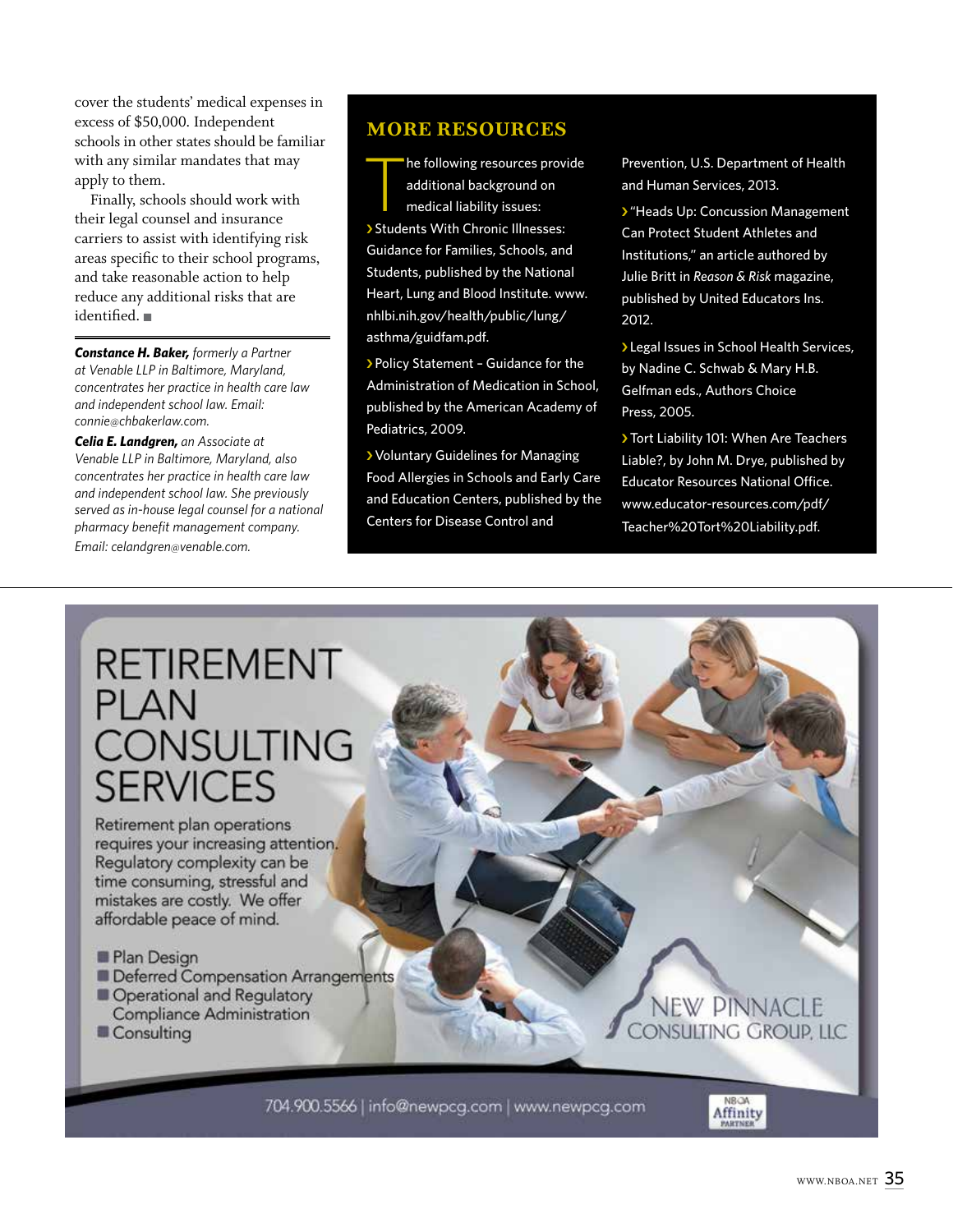cover the students' medical expenses in excess of $50,000. Independent schools in other states should be familiar with any similar mandates that may apply to them.

Finally, schools should work with their legal counsel and insurance carriers to assist with identifying risk areas specific to their school programs, and take reasonable action to help reduce any additional risks that are identified. ■

***Constance H. Baker,*** *formerly a Partner at Venable LLP in Baltimore, Maryland, concentrates her practice in health care law and independent school law. Email: connie@chbakerlaw.com.*

***Celia E. Landgren,*** *an Associate at Venable LLP in Baltimore, Maryland, also concentrates her practice in health care law and independent school law. She previously served as in-house legal counsel for a national pharmacy benefit management company. Email: celandgren@venable.com.*

## MORE RESOURCES

The following resources provide additional background on medical liability issues:

- Students With Chronic Illnesses: Guidance for Families, Schools, and Students, published by the National Heart, Lung and Blood Institute. www.nhlbi.nih.gov/health/public/lung/asthma/guidfam.pdf.
- Policy Statement – Guidance for the Administration of Medication in School, published by the American Academy of Pediatrics, 2009.
- Voluntary Guidelines for Managing Food Allergies in Schools and Early Care and Education Centers, published by the Centers for Disease Control and Prevention, U.S. Department of Health and Human Services, 2013.
- "Heads Up: Concussion Management Can Protect Student Athletes and Institutions," an article authored by Julie Britt in *Reason & Risk* magazine, published by United Educators Ins. 2012.
- Legal Issues in School Health Services, by Nadine C. Schwab & Mary H.B. Gelfman eds., Authors Choice Press, 2005.
- Tort Liability 101: When Are Teachers Liable?, by John M. Drye, published by Educator Resources National Office. www.educator-resources.com/pdf/Teacher%20Tort%20Liability.pdf.

# RETIREMENT PLAN CONSULTING SERVICES

Retirement plan operations requires your increasing attention. Regulatory complexity can be time consuming, stressful and mistakes are costly. We offer affordable peace of mind.

- Plan Design
- Deferred Compensation Arrangements
- Operational and Regulatory Compliance Administration
- Consulting

NEW PINNACLE CONSULTING GROUP, LLC

704.900.5566 | info@newpcg.com | www.newpcg.com

NBOA Affinity Partner